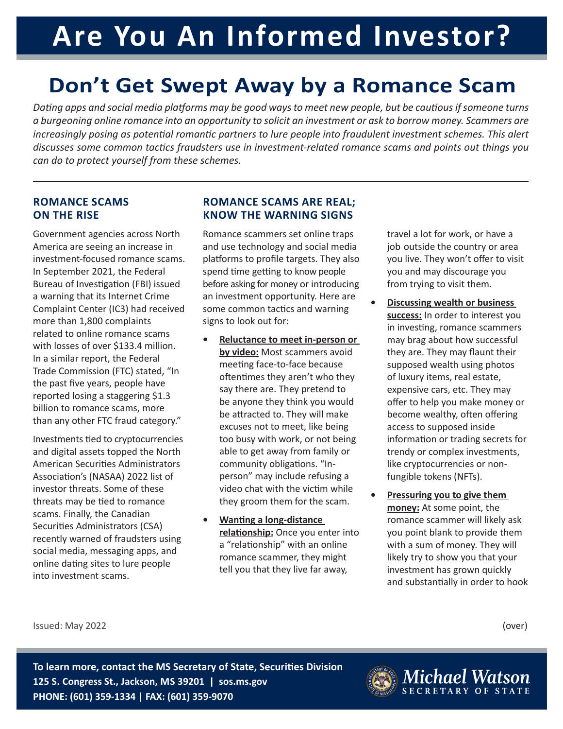# Are You An Informed Investor?

## Don't Get Swept Away by a Romance Scam

*Dating apps and social media platforms may be good ways to meet new people, but be cautious if someone turns a burgeoning online romance into an opportunity to solicit an investment or ask to borrow money. Scammers are increasingly posing as potential romantic partners to lure people into fraudulent investment schemes. This alert discusses some common tactics fraudsters use in investment-related romance scams and points out things you can do to protect yourself from these schemes.*

### ROMANCE SCAMS ON THE RISE

Government agencies across North America are seeing an increase in investment-focused romance scams. In September 2021, the Federal Bureau of Investigation (FBI) issued a warning that its Internet Crime Complaint Center (IC3) had received more than 1,800 complaints related to online romance scams with losses of over $133.4 million. In a similar report, the Federal Trade Commission (FTC) stated, "In the past five years, people have reported losing a staggering $1.3 billion to romance scams, more than any other FTC fraud category."

Investments tied to cryptocurrencies and digital assets topped the North American Securities Administrators Association's (NASAA) 2022 list of investor threats. Some of these threats may be tied to romance scams. Finally, the Canadian Securities Administrators (CSA) recently warned of fraudsters using social media, messaging apps, and online dating sites to lure people into investment scams.

### ROMANCE SCAMS ARE REAL; KNOW THE WARNING SIGNS

Romance scammers set online traps and use technology and social media platforms to profile targets. They also spend time getting to know people before asking for money or introducing an investment opportunity. Here are some common tactics and warning signs to look out for:

- **Reluctance to meet in-person or by video:** Most scammers avoid meeting face-to-face because oftentimes they aren't who they say there are. They pretend to be anyone they think you would be attracted to. They will make excuses not to meet, like being too busy with work, or not being able to get away from family or community obligations. "In-person" may include refusing a video chat with the victim while they groom them for the scam.
- **Wanting a long-distance relationship:** Once you enter into a "relationship" with an online romance scammer, they might tell you that they live far away, travel a lot for work, or have a job outside the country or area you live. They won't offer to visit you and may discourage you from trying to visit them.
- **Discussing wealth or business success:** In order to interest you in investing, romance scammers may brag about how successful they are. They may flaunt their supposed wealth using photos of luxury items, real estate, expensive cars, etc. They may offer to help you make money or become wealthy, often offering access to supposed inside information or trading secrets for trendy or complex investments, like cryptocurrencies or non-fungible tokens (NFTs).
- **Pressuring you to give them money:** At some point, the romance scammer will likely ask you point blank to provide them with a sum of money. They will likely try to show you that your investment has grown quickly and substantially in order to hook

Issued: May 2022

(over)

**To learn more, contact the MS Secretary of State, Securities Division**
**125 S. Congress St., Jackson, MS 39201 | sos.ms.gov**
**PHONE: (601) 359-1334 | FAX: (601) 359-9070**

Michael Watson
SECRETARY OF STATE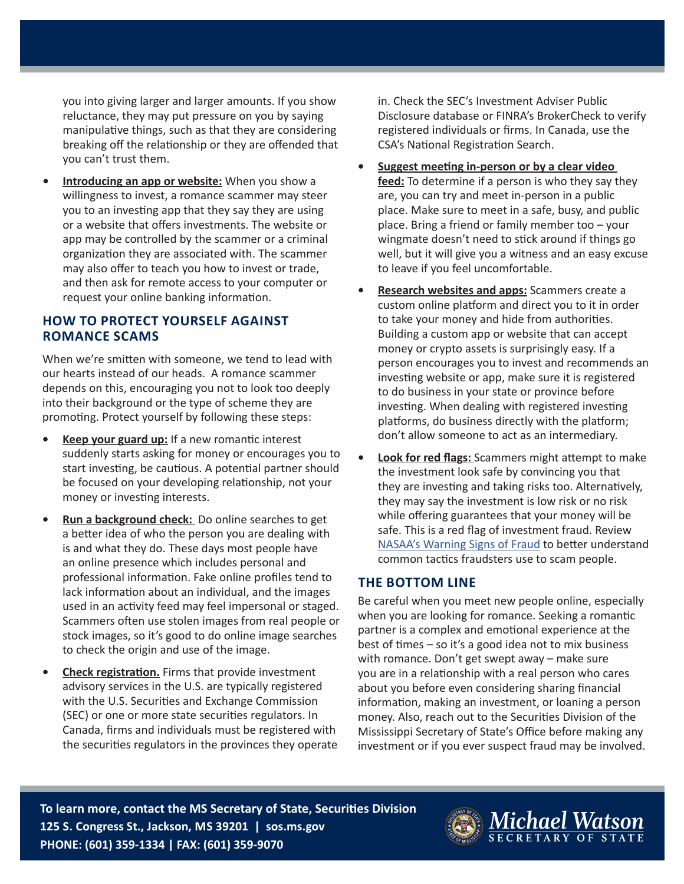you into giving larger and larger amounts. If you show reluctance, they may put pressure on you by saying manipulative things, such as that they are considering breaking off the relationship or they are offended that you can't trust them.

- **Introducing an app or website:** When you show a willingness to invest, a romance scammer may steer you to an investing app that they say they are using or a website that offers investments. The website or app may be controlled by the scammer or a criminal organization they are associated with. The scammer may also offer to teach you how to invest or trade, and then ask for remote access to your computer or request your online banking information.

## HOW TO PROTECT YOURSELF AGAINST ROMANCE SCAMS

When we're smitten with someone, we tend to lead with our hearts instead of our heads. A romance scammer depends on this, encouraging you not to look too deeply into their background or the type of scheme they are promoting. Protect yourself by following these steps:

- **Keep your guard up:** If a new romantic interest suddenly starts asking for money or encourages you to start investing, be cautious. A potential partner should be focused on your developing relationship, not your money or investing interests.
- **Run a background check:** Do online searches to get a better idea of who the person you are dealing with is and what they do. These days most people have an online presence which includes personal and professional information. Fake online profiles tend to lack information about an individual, and the images used in an activity feed may feel impersonal or staged. Scammers often use stolen images from real people or stock images, so it's good to do online image searches to check the origin and use of the image.
- **Check registration.** Firms that provide investment advisory services in the U.S. are typically registered with the U.S. Securities and Exchange Commission (SEC) or one or more state securities regulators. In Canada, firms and individuals must be registered with the securities regulators in the provinces they operate in. Check the SEC's Investment Adviser Public Disclosure database or FINRA's BrokerCheck to verify registered individuals or firms. In Canada, use the CSA's National Registration Search.
- **Suggest meeting in-person or by a clear video feed:** To determine if a person is who they say they are, you can try and meet in-person in a public place. Make sure to meet in a safe, busy, and public place. Bring a friend or family member too – your wingmate doesn't need to stick around if things go well, but it will give you a witness and an easy excuse to leave if you feel uncomfortable.
- **Research websites and apps:** Scammers create a custom online platform and direct you to it in order to take your money and hide from authorities. Building a custom app or website that can accept money or crypto assets is surprisingly easy. If a person encourages you to invest and recommends an investing website or app, make sure it is registered to do business in your state or province before investing. When dealing with registered investing platforms, do business directly with the platform; don't allow someone to act as an intermediary.
- **Look for red flags:** Scammers might attempt to make the investment look safe by convincing you that they are investing and taking risks too. Alternatively, they may say the investment is low risk or no risk while offering guarantees that your money will be safe. This is a red flag of investment fraud. Review NASAA's Warning Signs of Fraud to better understand common tactics fraudsters use to scam people.

## THE BOTTOM LINE

Be careful when you meet new people online, especially when you are looking for romance. Seeking a romantic partner is a complex and emotional experience at the best of times – so it's a good idea not to mix business with romance. Don't get swept away – make sure you are in a relationship with a real person who cares about you before even considering sharing financial information, making an investment, or loaning a person money. Also, reach out to the Securities Division of the Mississippi Secretary of State's Office before making any investment or if you ever suspect fraud may be involved.

**To learn more, contact the MS Secretary of State, Securities Division**
**125 S. Congress St., Jackson, MS 39201 | sos.ms.gov**
**PHONE: (601) 359-1334 | FAX: (601) 359-9070**

Michael Watson
SECRETARY OF STATE